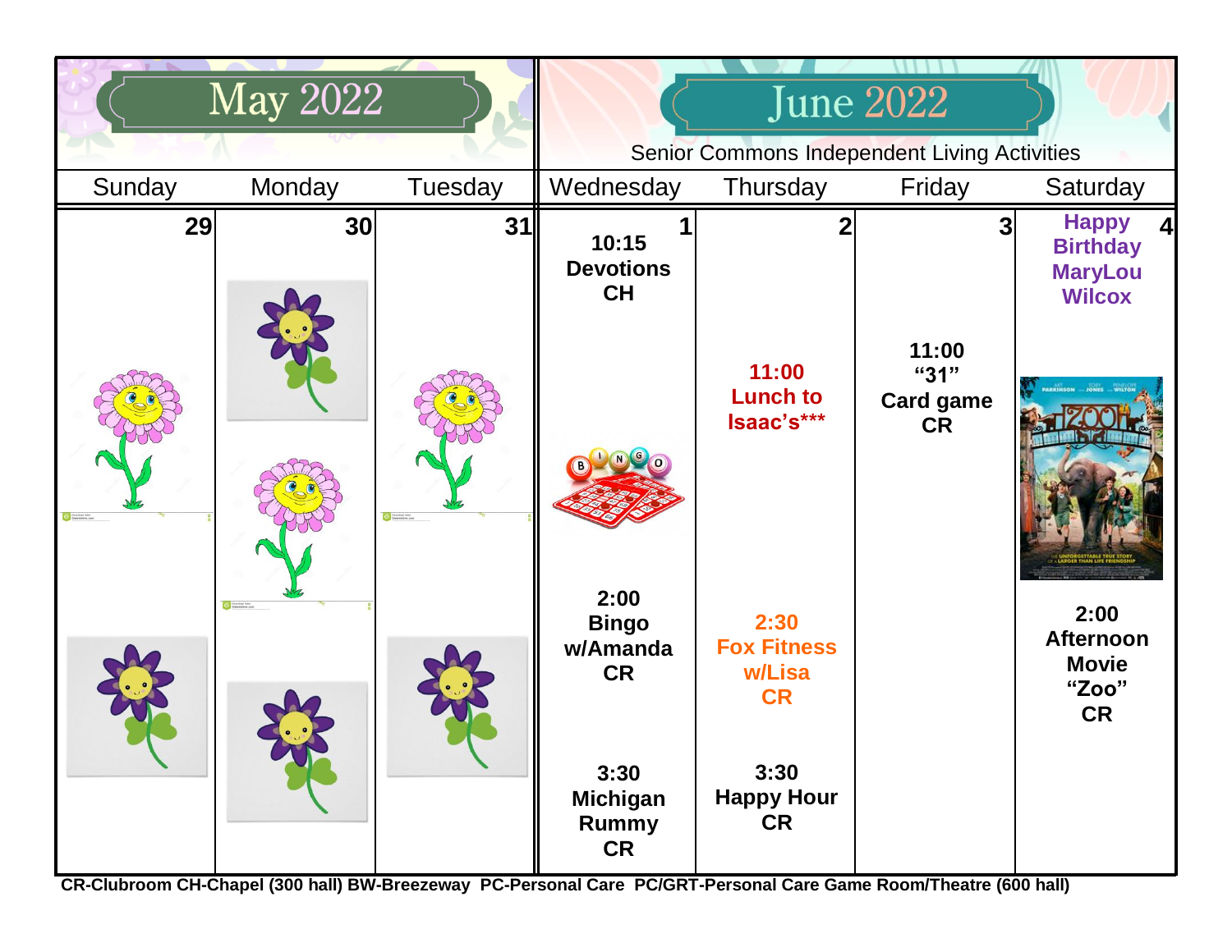# May 2022

# June 2022

Senior Commons Independent Living Activities

| Sunday | Monday | Tuesday | Wednesday | Thursday | Friday | Saturday |
|---|---|---|---|---|---|---|
| 29 | 30 | 31 | 1<br>**10:15 Devotions CH**<br><br>**2:00 Bingo w/Amanda CR**<br><br>**3:30 Michigan Rummy CR** | 2<br>**11:00 Lunch to Isaac's*****<br><br>**2:30 Fox Fitness w/Lisa CR**<br><br>**3:30 Happy Hour CR** | 3<br>**11:00 "31" Card game CR** | 4<br>**Happy Birthday MaryLou Wilcox**<br><br>**2:00 Afternoon Movie "Zoo" CR** |

**CR-Clubroom CH-Chapel (300 hall) BW-Breezeway PC-Personal Care PC/GRT-Personal Care Game Room/Theatre (600 hall)**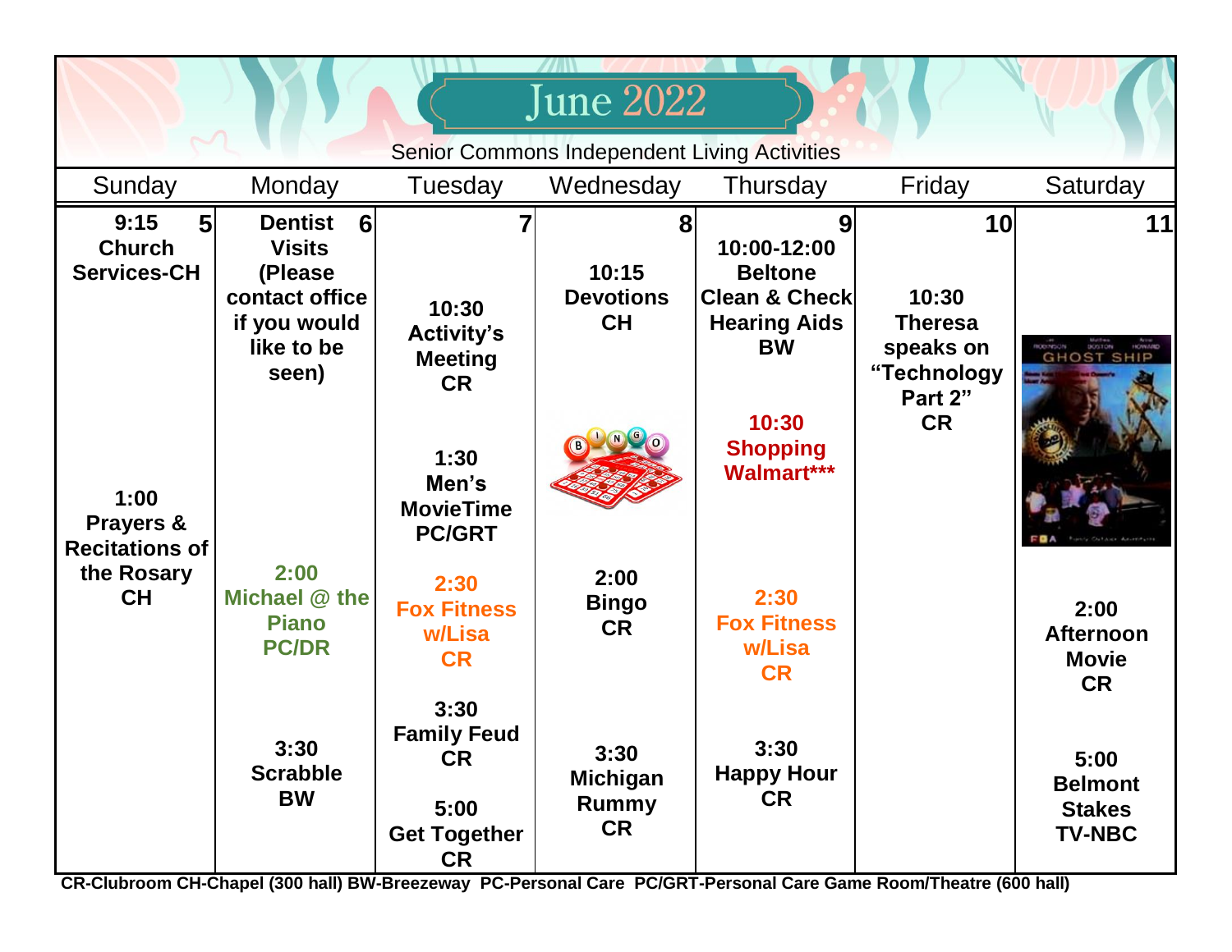# June 2022

Senior Commons Independent Living Activities

| Sunday | Monday | Tuesday | Wednesday | Thursday | Friday | Saturday |
|---|---|---|---|---|---|---|
| **5**<br>9:15 Church Services-CH<br><br>1:00 Prayers & Recitations of the Rosary CH | **6**<br>Dentist Visits (Please contact office if you would like to be seen)<br><br>2:00 Michael @ the Piano PC/DR<br><br>3:30 Scrabble BW | **7**<br>10:30 Activity's Meeting CR<br><br>1:30 Men's MovieTime PC/GRT<br><br>2:30 Fox Fitness w/Lisa CR<br><br>3:30 Family Feud CR<br><br>5:00 Get Together CR | **8**<br>10:15 Devotions CH<br><br>2:00 Bingo CR<br><br>3:30 Michigan Rummy CR | **9**<br>10:00-12:00 Beltone Clean & Check Hearing Aids BW<br><br>10:30 Shopping Walmart***<br><br>2:30 Fox Fitness w/Lisa CR<br><br>3:30 Happy Hour CR | **10**<br>10:30 Theresa speaks on "Technology Part 2" CR | **11**<br>2:00 Afternoon Movie CR<br><br>5:00 Belmont Stakes TV-NBC |

CR-Clubroom CH-Chapel (300 hall) BW-Breezeway PC-Personal Care PC/GRT-Personal Care Game Room/Theatre (600 hall)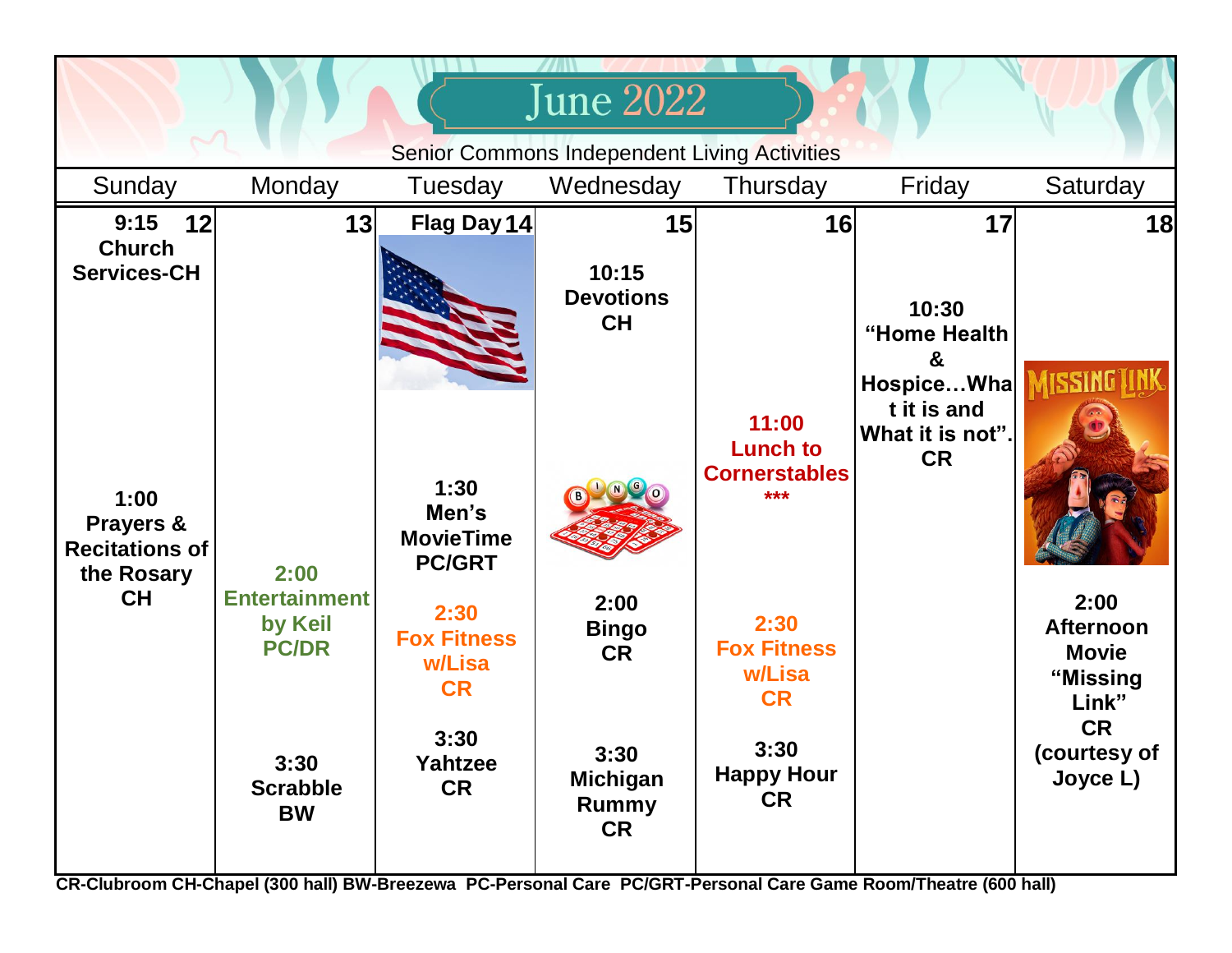# June 2022

Senior Commons Independent Living Activities

| Sunday | Monday | Tuesday | Wednesday | Thursday | Friday | Saturday |
|---|---|---|---|---|---|---|
| **12** 9:15 Church Services-CH<br><br>1:00 Prayers & Recitations of the Rosary CH | **13** 2:00 Entertainment by Keil PC/DR<br><br>3:30 Scrabble BW | **14** Flag Day<br><br>1:30 Men's MovieTime PC/GRT<br><br>2:30 Fox Fitness w/Lisa CR<br><br>3:30 Yahtzee CR | **15** 10:15 Devotions CH<br><br>2:00 Bingo CR<br><br>3:30 Michigan Rummy CR | **16** 11:00 Lunch to Cornerstables ***<br><br>2:30 Fox Fitness w/Lisa CR<br><br>3:30 Happy Hour CR | **17** 10:30 "Home Health & Hospice…What it is and What it is not". CR | **18** 2:00 Afternoon Movie "Missing Link" CR (courtesy of Joyce L) |

**CR-Clubroom CH-Chapel (300 hall) BW-Breezewa PC-Personal Care PC/GRT-Personal Care Game Room/Theatre (600 hall)**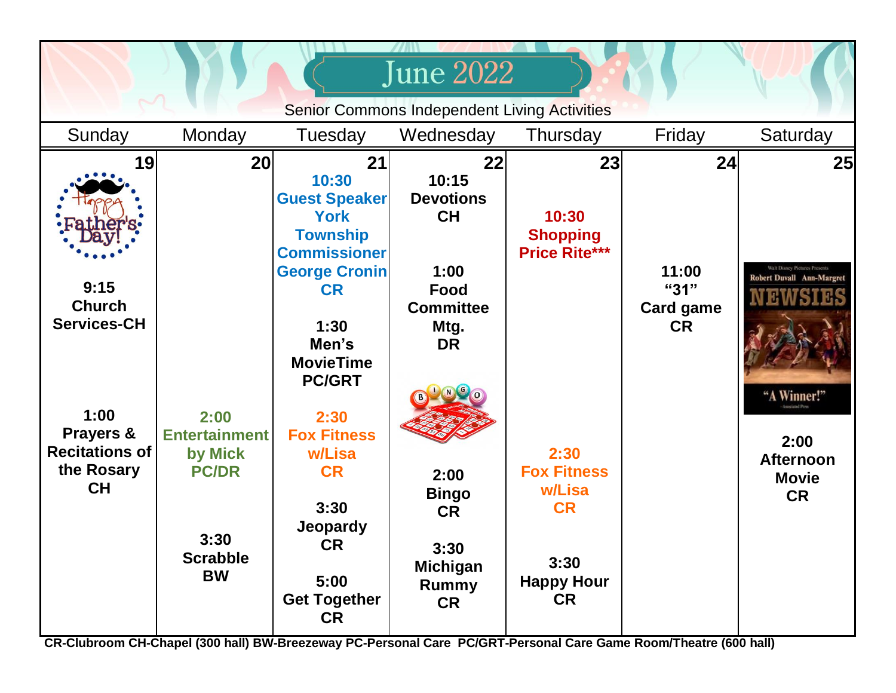# June 2022

Senior Commons Independent Living Activities

| Sunday | Monday | Tuesday | Wednesday | Thursday | Friday | Saturday |
| --- | --- | --- | --- | --- | --- | --- |
| **19** Happy Father's Day! **9:15 Church Services-CH** **1:00 Prayers & Recitations of the Rosary CH** | **20** **2:00 Entertainment by Mick PC/DR** **3:30 Scrabble BW** | **21** **10:30 Guest Speaker York Township Commissioner George Cronin CR** **1:30 Men's MovieTime PC/GRT** **2:30 Fox Fitness w/Lisa CR** **3:30 Jeopardy CR** **5:00 Get Together CR** | **22** **10:15 Devotions CH** **1:00 Food Committee Mtg. DR** **2:00 Bingo CR** **3:30 Michigan Rummy CR** | **23** **10:30 Shopping Price Rite*** ** **2:30 Fox Fitness w/Lisa CR** **3:30 Happy Hour CR** | **24** **11:00 "31" Card game CR** | **25** Walt Disney Pictures Presents Robert Duvall Ann-Margret NEWSIES "A Winner!" **2:00 Afternoon Movie CR** |

**CR-Clubroom CH-Chapel (300 hall) BW-Breezeway PC-Personal Care PC/GRT-Personal Care Game Room/Theatre (600 hall)**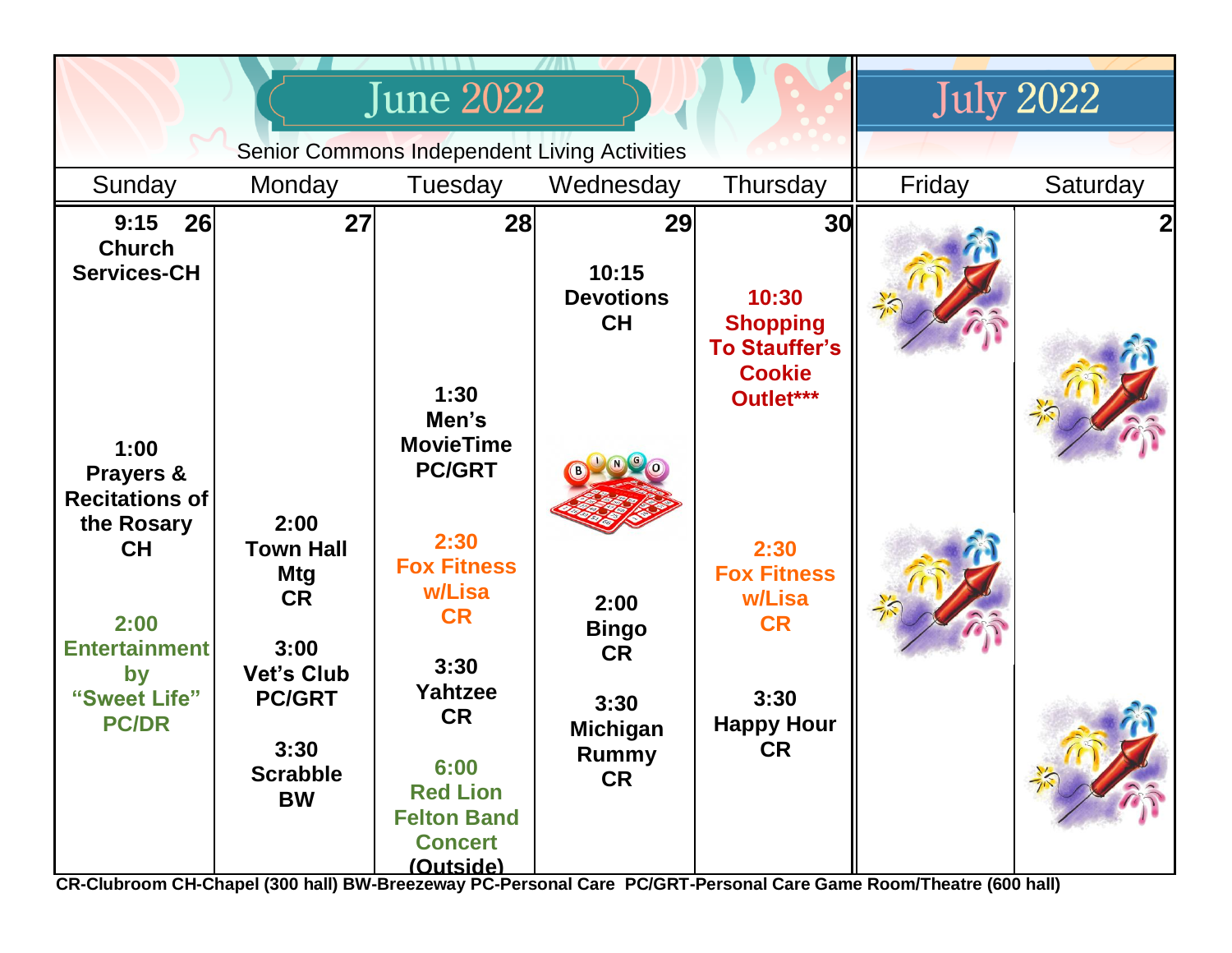# June 2022 | July 2022

Senior Commons Independent Living Activities

| Sunday | Monday | Tuesday | Wednesday | Thursday | Friday | Saturday |
|---|---|---|---|---|---|---|
| **26**<br>9:15 Church Services-CH<br><br>1:00 Prayers & Recitations of the Rosary CH<br><br>2:00 Entertainment by "Sweet Life" PC/DR | **27**<br>2:00 Town Hall Mtg CR<br><br>3:00 Vet's Club PC/GRT<br><br>3:30 Scrabble BW | **28**<br>1:30 Men's MovieTime PC/GRT<br><br>2:30 Fox Fitness w/Lisa CR<br><br>3:30 Yahtzee CR<br><br>6:00 Red Lion Felton Band Concert (Outside) | **29**<br>10:15 Devotions CH<br><br>2:00 Bingo CR<br><br>3:30 Michigan Rummy CR | **30**<br>10:30 Shopping To Stauffer's Cookie Outlet***<br><br>2:30 Fox Fitness w/Lisa CR<br><br>3:30 Happy Hour CR | | **2** |

CR-Clubroom CH-Chapel (300 hall) BW-Breezeway PC-Personal Care PC/GRT-Personal Care Game Room/Theatre (600 hall)